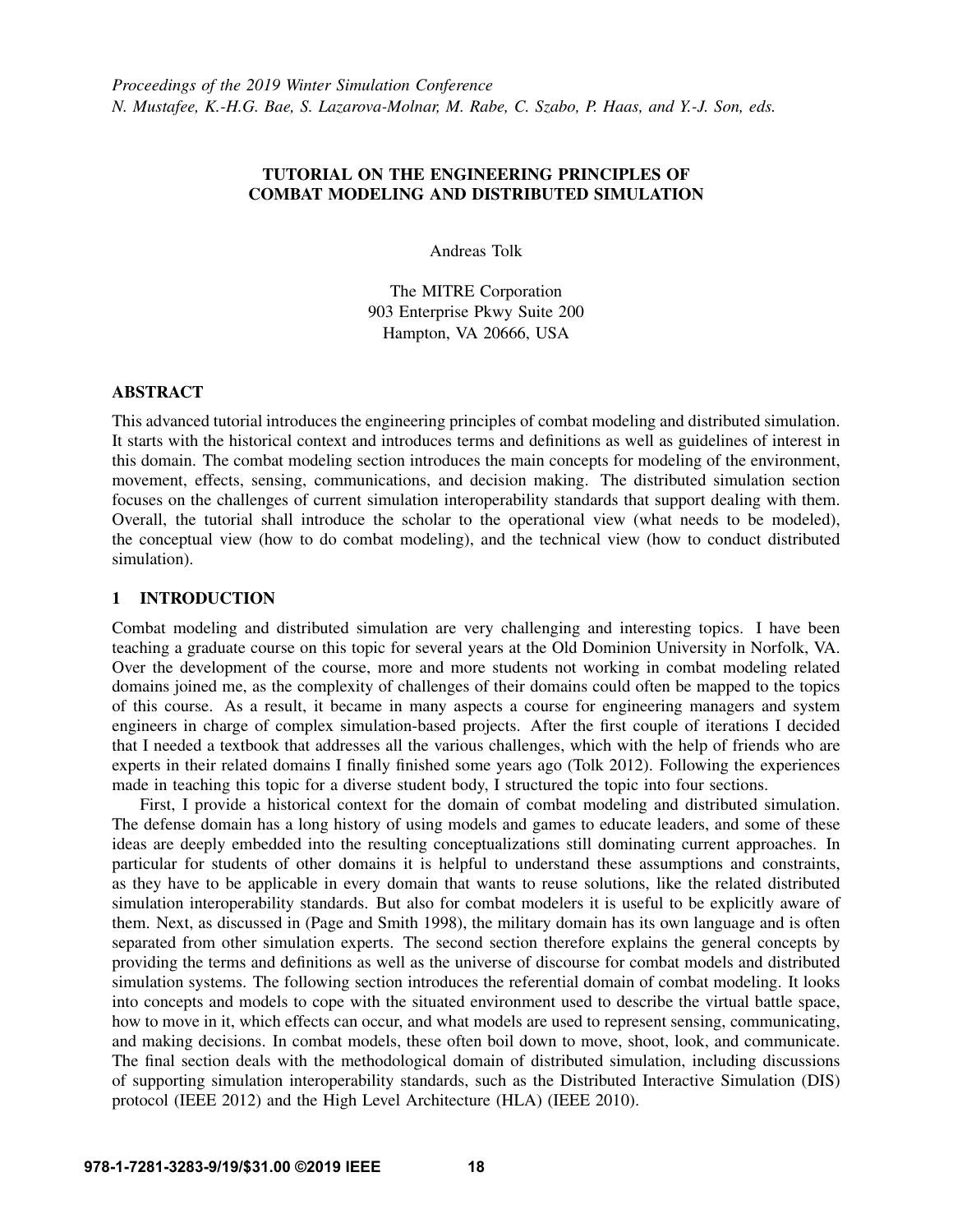*Proceedings of the 2019 Winter Simulation Conference*
*N. Mustafee, K.-H.G. Bae, S. Lazarova-Molnar, M. Rabe, C. Szabo, P. Haas, and Y.-J. Son, eds.*

# TUTORIAL ON THE ENGINEERING PRINCIPLES OF COMBAT MODELING AND DISTRIBUTED SIMULATION

Andreas Tolk

The MITRE Corporation
903 Enterprise Pkwy Suite 200
Hampton, VA 20666, USA

## ABSTRACT

This advanced tutorial introduces the engineering principles of combat modeling and distributed simulation. It starts with the historical context and introduces terms and definitions as well as guidelines of interest in this domain. The combat modeling section introduces the main concepts for modeling of the environment, movement, effects, sensing, communications, and decision making. The distributed simulation section focuses on the challenges of current simulation interoperability standards that support dealing with them. Overall, the tutorial shall introduce the scholar to the operational view (what needs to be modeled), the conceptual view (how to do combat modeling), and the technical view (how to conduct distributed simulation).

## 1 INTRODUCTION

Combat modeling and distributed simulation are very challenging and interesting topics. I have been teaching a graduate course on this topic for several years at the Old Dominion University in Norfolk, VA. Over the development of the course, more and more students not working in combat modeling related domains joined me, as the complexity of challenges of their domains could often be mapped to the topics of this course. As a result, it became in many aspects a course for engineering managers and system engineers in charge of complex simulation-based projects. After the first couple of iterations I decided that I needed a textbook that addresses all the various challenges, which with the help of friends who are experts in their related domains I finally finished some years ago (Tolk 2012). Following the experiences made in teaching this topic for a diverse student body, I structured the topic into four sections.

First, I provide a historical context for the domain of combat modeling and distributed simulation. The defense domain has a long history of using models and games to educate leaders, and some of these ideas are deeply embedded into the resulting conceptualizations still dominating current approaches. In particular for students of other domains it is helpful to understand these assumptions and constraints, as they have to be applicable in every domain that wants to reuse solutions, like the related distributed simulation interoperability standards. But also for combat modelers it is useful to be explicitly aware of them. Next, as discussed in (Page and Smith 1998), the military domain has its own language and is often separated from other simulation experts. The second section therefore explains the general concepts by providing the terms and definitions as well as the universe of discourse for combat models and distributed simulation systems. The following section introduces the referential domain of combat modeling. It looks into concepts and models to cope with the situated environment used to describe the virtual battle space, how to move in it, which effects can occur, and what models are used to represent sensing, communicating, and making decisions. In combat models, these often boil down to move, shoot, look, and communicate. The final section deals with the methodological domain of distributed simulation, including discussions of supporting simulation interoperability standards, such as the Distributed Interactive Simulation (DIS) protocol (IEEE 2012) and the High Level Architecture (HLA) (IEEE 2010).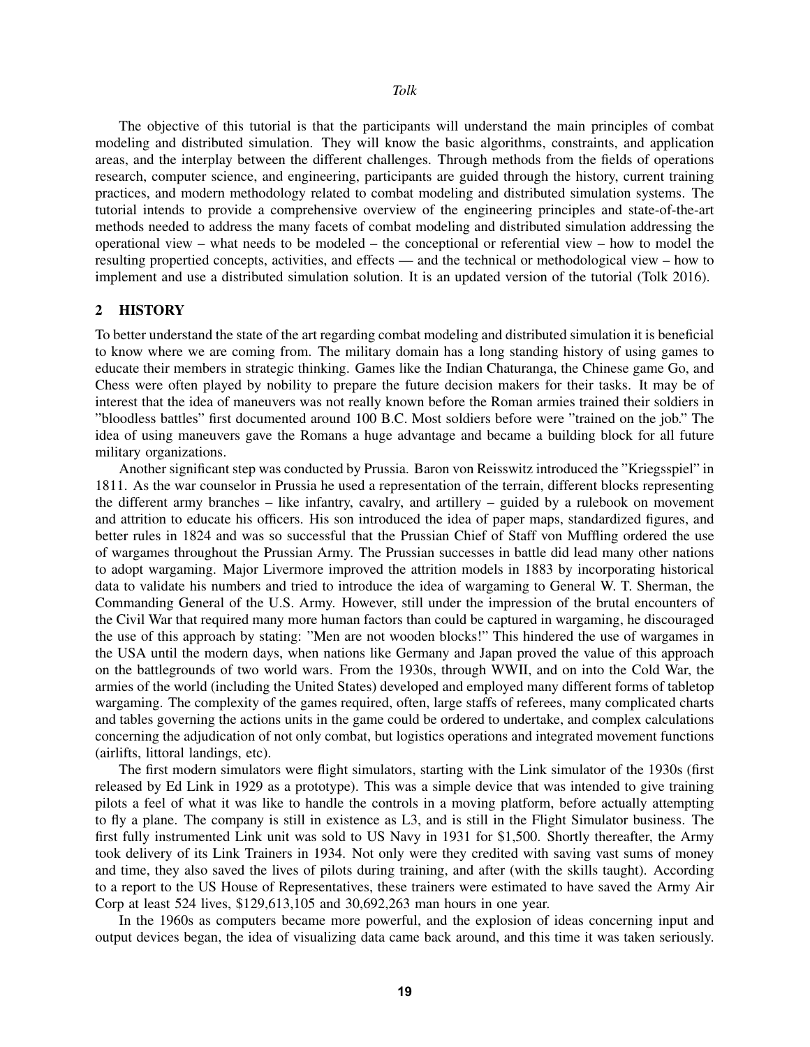The objective of this tutorial is that the participants will understand the main principles of combat modeling and distributed simulation. They will know the basic algorithms, constraints, and application areas, and the interplay between the different challenges. Through methods from the fields of operations research, computer science, and engineering, participants are guided through the history, current training practices, and modern methodology related to combat modeling and distributed simulation systems. The tutorial intends to provide a comprehensive overview of the engineering principles and state-of-the-art methods needed to address the many facets of combat modeling and distributed simulation addressing the operational view – what needs to be modeled – the conceptional or referential view – how to model the resulting propertied concepts, activities, and effects — and the technical or methodological view – how to implement and use a distributed simulation solution. It is an updated version of the tutorial (Tolk 2016).

## 2 HISTORY

To better understand the state of the art regarding combat modeling and distributed simulation it is beneficial to know where we are coming from. The military domain has a long standing history of using games to educate their members in strategic thinking. Games like the Indian Chaturanga, the Chinese game Go, and Chess were often played by nobility to prepare the future decision makers for their tasks. It may be of interest that the idea of maneuvers was not really known before the Roman armies trained their soldiers in "bloodless battles" first documented around 100 B.C. Most soldiers before were "trained on the job." The idea of using maneuvers gave the Romans a huge advantage and became a building block for all future military organizations.

Another significant step was conducted by Prussia. Baron von Reisswitz introduced the "Kriegsspiel" in 1811. As the war counselor in Prussia he used a representation of the terrain, different blocks representing the different army branches – like infantry, cavalry, and artillery – guided by a rulebook on movement and attrition to educate his officers. His son introduced the idea of paper maps, standardized figures, and better rules in 1824 and was so successful that the Prussian Chief of Staff von Muffling ordered the use of wargames throughout the Prussian Army. The Prussian successes in battle did lead many other nations to adopt wargaming. Major Livermore improved the attrition models in 1883 by incorporating historical data to validate his numbers and tried to introduce the idea of wargaming to General W. T. Sherman, the Commanding General of the U.S. Army. However, still under the impression of the brutal encounters of the Civil War that required many more human factors than could be captured in wargaming, he discouraged the use of this approach by stating: "Men are not wooden blocks!" This hindered the use of wargames in the USA until the modern days, when nations like Germany and Japan proved the value of this approach on the battlegrounds of two world wars. From the 1930s, through WWII, and on into the Cold War, the armies of the world (including the United States) developed and employed many different forms of tabletop wargaming. The complexity of the games required, often, large staffs of referees, many complicated charts and tables governing the actions units in the game could be ordered to undertake, and complex calculations concerning the adjudication of not only combat, but logistics operations and integrated movement functions (airlifts, littoral landings, etc).

The first modern simulators were flight simulators, starting with the Link simulator of the 1930s (first released by Ed Link in 1929 as a prototype). This was a simple device that was intended to give training pilots a feel of what it was like to handle the controls in a moving platform, before actually attempting to fly a plane. The company is still in existence as L3, and is still in the Flight Simulator business. The first fully instrumented Link unit was sold to US Navy in 1931 for $1,500. Shortly thereafter, the Army took delivery of its Link Trainers in 1934. Not only were they credited with saving vast sums of money and time, they also saved the lives of pilots during training, and after (with the skills taught). According to a report to the US House of Representatives, these trainers were estimated to have saved the Army Air Corp at least 524 lives, $129,613,105 and 30,692,263 man hours in one year.

In the 1960s as computers became more powerful, and the explosion of ideas concerning input and output devices began, the idea of visualizing data came back around, and this time it was taken seriously.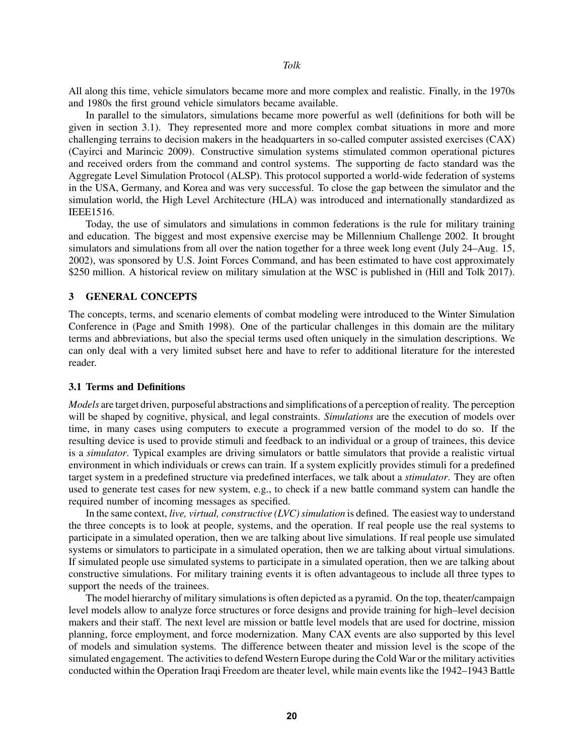All along this time, vehicle simulators became more and more complex and realistic. Finally, in the 1970s and 1980s the first ground vehicle simulators became available.

In parallel to the simulators, simulations became more powerful as well (definitions for both will be given in section 3.1). They represented more and more complex combat situations in more and more challenging terrains to decision makers in the headquarters in so-called computer assisted exercises (CAX) (Cayirci and Marincic 2009). Constructive simulation systems stimulated common operational pictures and received orders from the command and control systems. The supporting de facto standard was the Aggregate Level Simulation Protocol (ALSP). This protocol supported a world-wide federation of systems in the USA, Germany, and Korea and was very successful. To close the gap between the simulator and the simulation world, the High Level Architecture (HLA) was introduced and internationally standardized as IEEE1516.

Today, the use of simulators and simulations in common federations is the rule for military training and education. The biggest and most expensive exercise may be Millennium Challenge 2002. It brought simulators and simulations from all over the nation together for a three week long event (July 24–Aug. 15, 2002), was sponsored by U.S. Joint Forces Command, and has been estimated to have cost approximately $250 million. A historical review on military simulation at the WSC is published in (Hill and Tolk 2017).

## 3 GENERAL CONCEPTS

The concepts, terms, and scenario elements of combat modeling were introduced to the Winter Simulation Conference in (Page and Smith 1998). One of the particular challenges in this domain are the military terms and abbreviations, but also the special terms used often uniquely in the simulation descriptions. We can only deal with a very limited subset here and have to refer to additional literature for the interested reader.

### 3.1 Terms and Definitions

*Models* are target driven, purposeful abstractions and simplifications of a perception of reality. The perception will be shaped by cognitive, physical, and legal constraints. *Simulations* are the execution of models over time, in many cases using computers to execute a programmed version of the model to do so. If the resulting device is used to provide stimuli and feedback to an individual or a group of trainees, this device is a *simulator*. Typical examples are driving simulators or battle simulators that provide a realistic virtual environment in which individuals or crews can train. If a system explicitly provides stimuli for a predefined target system in a predefined structure via predefined interfaces, we talk about a *stimulator*. They are often used to generate test cases for new system, e.g., to check if a new battle command system can handle the required number of incoming messages as specified.

In the same context, *live, virtual, constructive (LVC) simulation* is defined. The easiest way to understand the three concepts is to look at people, systems, and the operation. If real people use the real systems to participate in a simulated operation, then we are talking about live simulations. If real people use simulated systems or simulators to participate in a simulated operation, then we are talking about virtual simulations. If simulated people use simulated systems to participate in a simulated operation, then we are talking about constructive simulations. For military training events it is often advantageous to include all three types to support the needs of the trainees.

The model hierarchy of military simulations is often depicted as a pyramid. On the top, theater/campaign level models allow to analyze force structures or force designs and provide training for high–level decision makers and their staff. The next level are mission or battle level models that are used for doctrine, mission planning, force employment, and force modernization. Many CAX events are also supported by this level of models and simulation systems. The difference between theater and mission level is the scope of the simulated engagement. The activities to defend Western Europe during the Cold War or the military activities conducted within the Operation Iraqi Freedom are theater level, while main events like the 1942–1943 Battle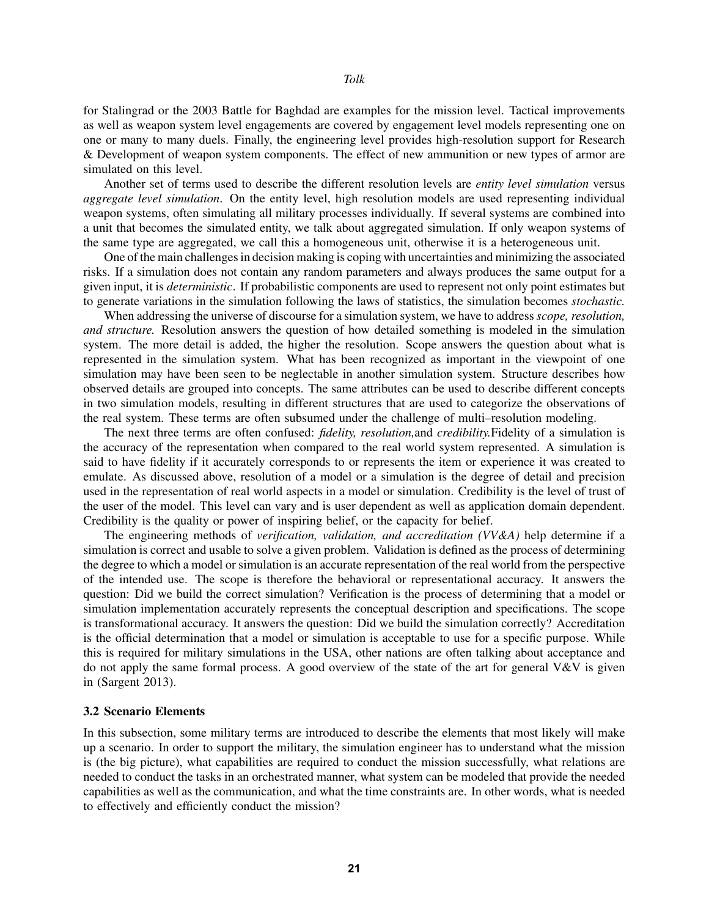for Stalingrad or the 2003 Battle for Baghdad are examples for the mission level. Tactical improvements as well as weapon system level engagements are covered by engagement level models representing one on one or many to many duels. Finally, the engineering level provides high-resolution support for Research & Development of weapon system components. The effect of new ammunition or new types of armor are simulated on this level.

Another set of terms used to describe the different resolution levels are *entity level simulation* versus *aggregate level simulation*. On the entity level, high resolution models are used representing individual weapon systems, often simulating all military processes individually. If several systems are combined into a unit that becomes the simulated entity, we talk about aggregated simulation. If only weapon systems of the same type are aggregated, we call this a homogeneous unit, otherwise it is a heterogeneous unit.

One of the main challenges in decision making is coping with uncertainties and minimizing the associated risks. If a simulation does not contain any random parameters and always produces the same output for a given input, it is *deterministic*. If probabilistic components are used to represent not only point estimates but to generate variations in the simulation following the laws of statistics, the simulation becomes *stochastic*.

When addressing the universe of discourse for a simulation system, we have to address *scope, resolution, and structure.* Resolution answers the question of how detailed something is modeled in the simulation system. The more detail is added, the higher the resolution. Scope answers the question about what is represented in the simulation system. What has been recognized as important in the viewpoint of one simulation may have been seen to be neglectable in another simulation system. Structure describes how observed details are grouped into concepts. The same attributes can be used to describe different concepts in two simulation models, resulting in different structures that are used to categorize the observations of the real system. These terms are often subsumed under the challenge of multi–resolution modeling.

The next three terms are often confused: *fidelity, resolution,*and *credibility.*Fidelity of a simulation is the accuracy of the representation when compared to the real world system represented. A simulation is said to have fidelity if it accurately corresponds to or represents the item or experience it was created to emulate. As discussed above, resolution of a model or a simulation is the degree of detail and precision used in the representation of real world aspects in a model or simulation. Credibility is the level of trust of the user of the model. This level can vary and is user dependent as well as application domain dependent. Credibility is the quality or power of inspiring belief, or the capacity for belief.

The engineering methods of *verification, validation, and accreditation (VV&A)* help determine if a simulation is correct and usable to solve a given problem. Validation is defined as the process of determining the degree to which a model or simulation is an accurate representation of the real world from the perspective of the intended use. The scope is therefore the behavioral or representational accuracy. It answers the question: Did we build the correct simulation? Verification is the process of determining that a model or simulation implementation accurately represents the conceptual description and specifications. The scope is transformational accuracy. It answers the question: Did we build the simulation correctly? Accreditation is the official determination that a model or simulation is acceptable to use for a specific purpose. While this is required for military simulations in the USA, other nations are often talking about acceptance and do not apply the same formal process. A good overview of the state of the art for general V&V is given in (Sargent 2013).

### 3.2 Scenario Elements

In this subsection, some military terms are introduced to describe the elements that most likely will make up a scenario. In order to support the military, the simulation engineer has to understand what the mission is (the big picture), what capabilities are required to conduct the mission successfully, what relations are needed to conduct the tasks in an orchestrated manner, what system can be modeled that provide the needed capabilities as well as the communication, and what the time constraints are. In other words, what is needed to effectively and efficiently conduct the mission?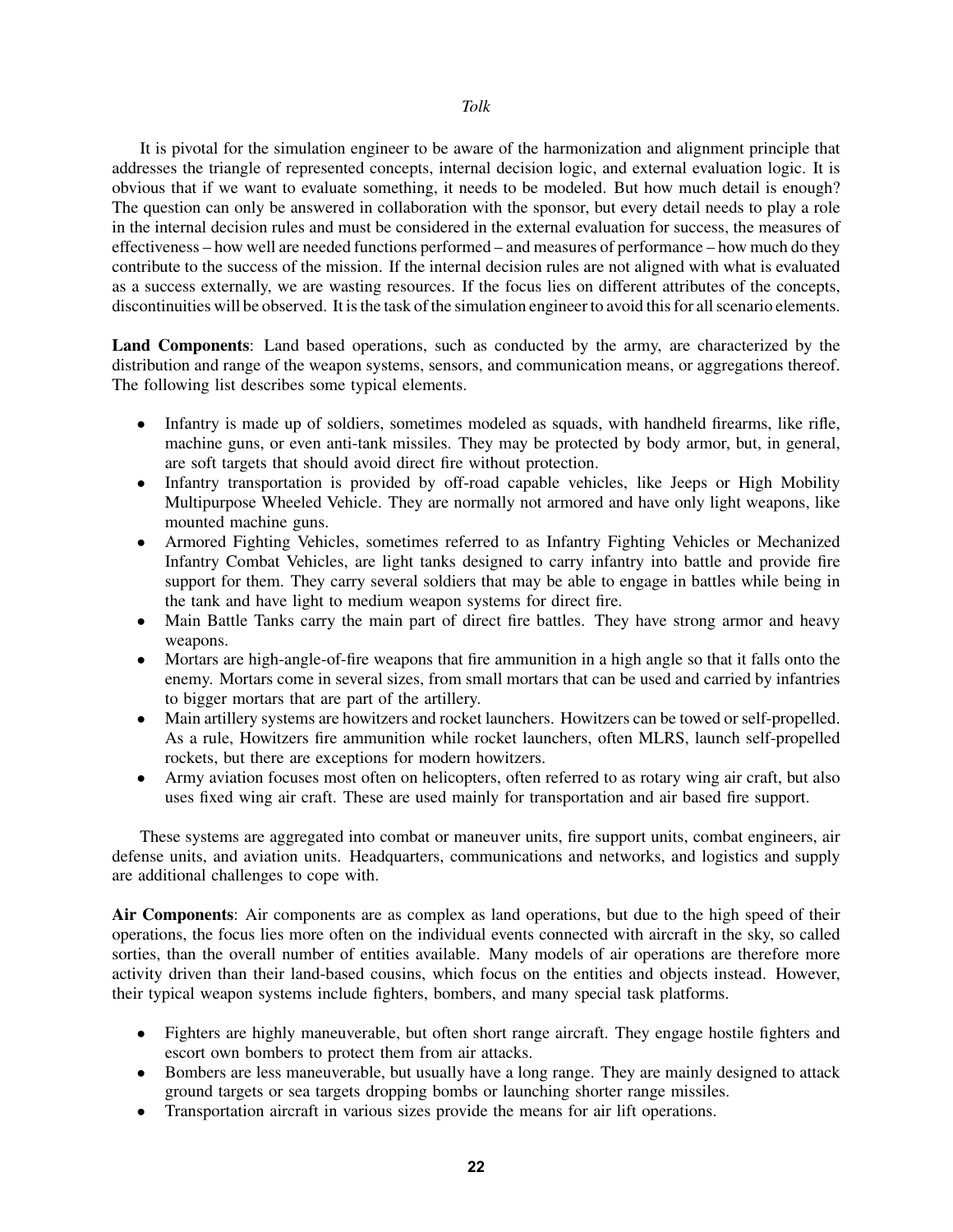It is pivotal for the simulation engineer to be aware of the harmonization and alignment principle that addresses the triangle of represented concepts, internal decision logic, and external evaluation logic. It is obvious that if we want to evaluate something, it needs to be modeled. But how much detail is enough? The question can only be answered in collaboration with the sponsor, but every detail needs to play a role in the internal decision rules and must be considered in the external evaluation for success, the measures of effectiveness – how well are needed functions performed – and measures of performance – how much do they contribute to the success of the mission. If the internal decision rules are not aligned with what is evaluated as a success externally, we are wasting resources. If the focus lies on different attributes of the concepts, discontinuities will be observed. It is the task of the simulation engineer to avoid this for all scenario elements.

**Land Components**: Land based operations, such as conducted by the army, are characterized by the distribution and range of the weapon systems, sensors, and communication means, or aggregations thereof. The following list describes some typical elements.

- Infantry is made up of soldiers, sometimes modeled as squads, with handheld firearms, like rifle, machine guns, or even anti-tank missiles. They may be protected by body armor, but, in general, are soft targets that should avoid direct fire without protection.
- Infantry transportation is provided by off-road capable vehicles, like Jeeps or High Mobility Multipurpose Wheeled Vehicle. They are normally not armored and have only light weapons, like mounted machine guns.
- Armored Fighting Vehicles, sometimes referred to as Infantry Fighting Vehicles or Mechanized Infantry Combat Vehicles, are light tanks designed to carry infantry into battle and provide fire support for them. They carry several soldiers that may be able to engage in battles while being in the tank and have light to medium weapon systems for direct fire.
- Main Battle Tanks carry the main part of direct fire battles. They have strong armor and heavy weapons.
- Mortars are high-angle-of-fire weapons that fire ammunition in a high angle so that it falls onto the enemy. Mortars come in several sizes, from small mortars that can be used and carried by infantries to bigger mortars that are part of the artillery.
- Main artillery systems are howitzers and rocket launchers. Howitzers can be towed or self-propelled. As a rule, Howitzers fire ammunition while rocket launchers, often MLRS, launch self-propelled rockets, but there are exceptions for modern howitzers.
- Army aviation focuses most often on helicopters, often referred to as rotary wing air craft, but also uses fixed wing air craft. These are used mainly for transportation and air based fire support.

These systems are aggregated into combat or maneuver units, fire support units, combat engineers, air defense units, and aviation units. Headquarters, communications and networks, and logistics and supply are additional challenges to cope with.

**Air Components**: Air components are as complex as land operations, but due to the high speed of their operations, the focus lies more often on the individual events connected with aircraft in the sky, so called sorties, than the overall number of entities available. Many models of air operations are therefore more activity driven than their land-based cousins, which focus on the entities and objects instead. However, their typical weapon systems include fighters, bombers, and many special task platforms.

- Fighters are highly maneuverable, but often short range aircraft. They engage hostile fighters and escort own bombers to protect them from air attacks.
- Bombers are less maneuverable, but usually have a long range. They are mainly designed to attack ground targets or sea targets dropping bombs or launching shorter range missiles.
- Transportation aircraft in various sizes provide the means for air lift operations.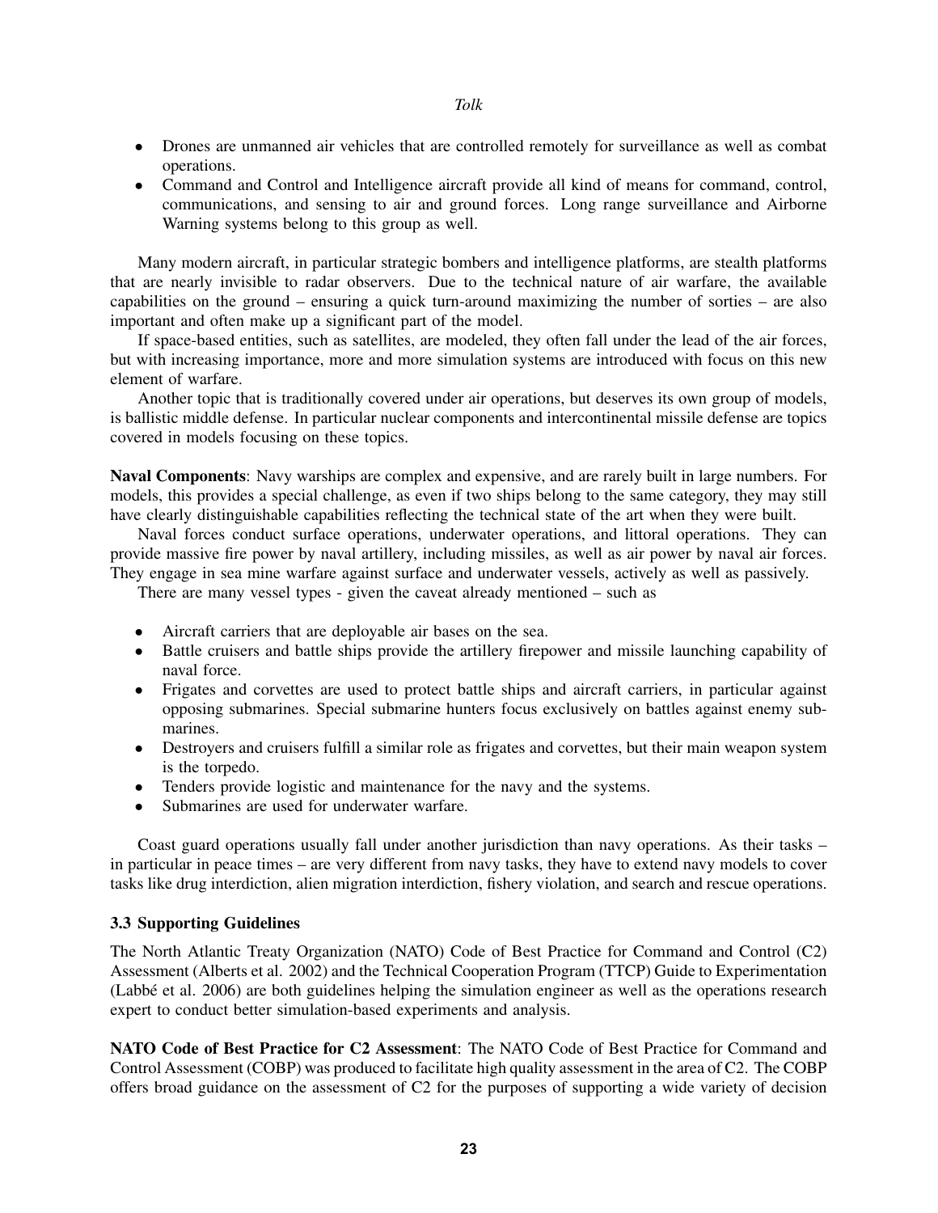- Drones are unmanned air vehicles that are controlled remotely for surveillance as well as combat operations.
- Command and Control and Intelligence aircraft provide all kind of means for command, control, communications, and sensing to air and ground forces. Long range surveillance and Airborne Warning systems belong to this group as well.

Many modern aircraft, in particular strategic bombers and intelligence platforms, are stealth platforms that are nearly invisible to radar observers. Due to the technical nature of air warfare, the available capabilities on the ground – ensuring a quick turn-around maximizing the number of sorties – are also important and often make up a significant part of the model.

If space-based entities, such as satellites, are modeled, they often fall under the lead of the air forces, but with increasing importance, more and more simulation systems are introduced with focus on this new element of warfare.

Another topic that is traditionally covered under air operations, but deserves its own group of models, is ballistic middle defense. In particular nuclear components and intercontinental missile defense are topics covered in models focusing on these topics.

**Naval Components**: Navy warships are complex and expensive, and are rarely built in large numbers. For models, this provides a special challenge, as even if two ships belong to the same category, they may still have clearly distinguishable capabilities reflecting the technical state of the art when they were built.

Naval forces conduct surface operations, underwater operations, and littoral operations. They can provide massive fire power by naval artillery, including missiles, as well as air power by naval air forces. They engage in sea mine warfare against surface and underwater vessels, actively as well as passively.

There are many vessel types - given the caveat already mentioned – such as

- Aircraft carriers that are deployable air bases on the sea.
- Battle cruisers and battle ships provide the artillery firepower and missile launching capability of naval force.
- Frigates and corvettes are used to protect battle ships and aircraft carriers, in particular against opposing submarines. Special submarine hunters focus exclusively on battles against enemy submarines.
- Destroyers and cruisers fulfill a similar role as frigates and corvettes, but their main weapon system is the torpedo.
- Tenders provide logistic and maintenance for the navy and the systems.
- Submarines are used for underwater warfare.

Coast guard operations usually fall under another jurisdiction than navy operations. As their tasks – in particular in peace times – are very different from navy tasks, they have to extend navy models to cover tasks like drug interdiction, alien migration interdiction, fishery violation, and search and rescue operations.

### 3.3 Supporting Guidelines

The North Atlantic Treaty Organization (NATO) Code of Best Practice for Command and Control (C2) Assessment (Alberts et al. 2002) and the Technical Cooperation Program (TTCP) Guide to Experimentation (Labbé et al. 2006) are both guidelines helping the simulation engineer as well as the operations research expert to conduct better simulation-based experiments and analysis.

**NATO Code of Best Practice for C2 Assessment**: The NATO Code of Best Practice for Command and Control Assessment (COBP) was produced to facilitate high quality assessment in the area of C2. The COBP offers broad guidance on the assessment of C2 for the purposes of supporting a wide variety of decision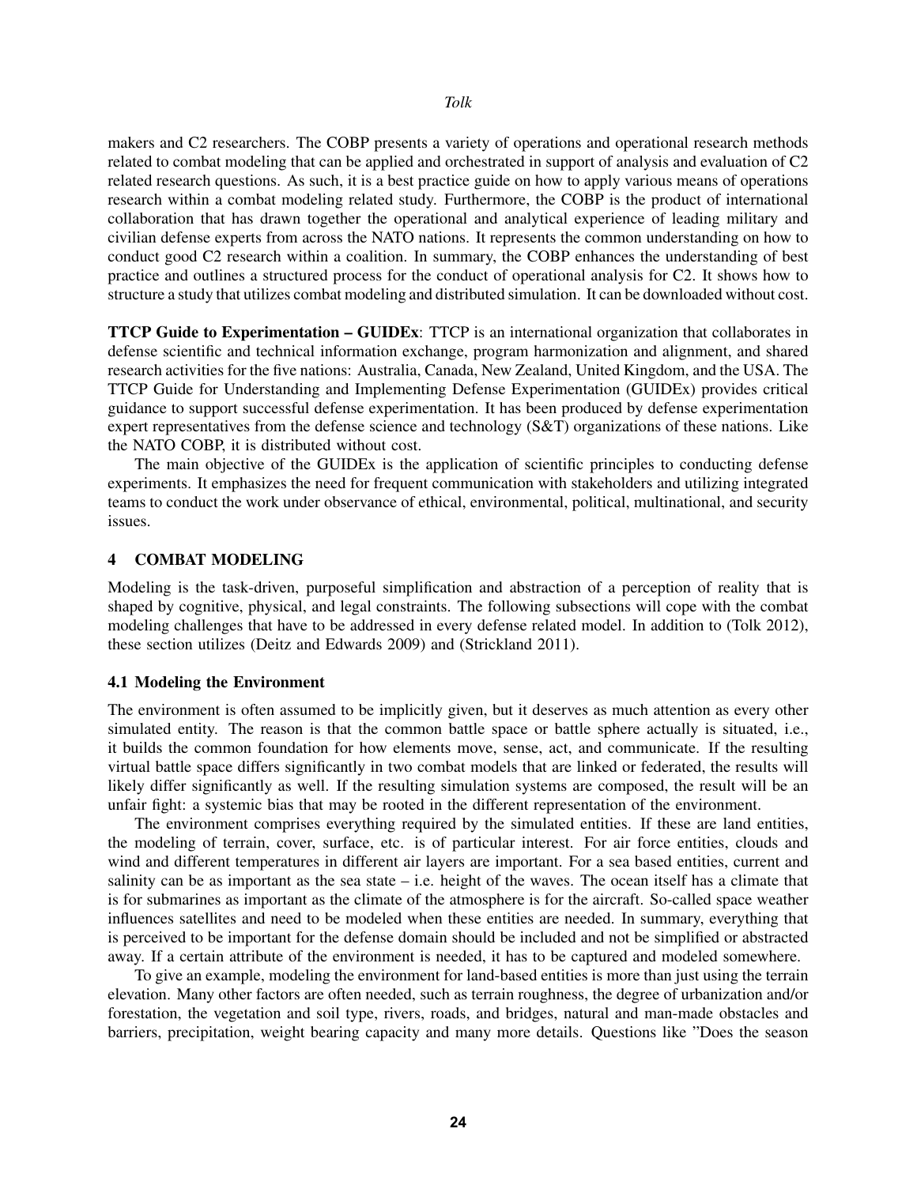makers and C2 researchers. The COBP presents a variety of operations and operational research methods related to combat modeling that can be applied and orchestrated in support of analysis and evaluation of C2 related research questions. As such, it is a best practice guide on how to apply various means of operations research within a combat modeling related study. Furthermore, the COBP is the product of international collaboration that has drawn together the operational and analytical experience of leading military and civilian defense experts from across the NATO nations. It represents the common understanding on how to conduct good C2 research within a coalition. In summary, the COBP enhances the understanding of best practice and outlines a structured process for the conduct of operational analysis for C2. It shows how to structure a study that utilizes combat modeling and distributed simulation. It can be downloaded without cost.

**TTCP Guide to Experimentation – GUIDEx**: TTCP is an international organization that collaborates in defense scientific and technical information exchange, program harmonization and alignment, and shared research activities for the five nations: Australia, Canada, New Zealand, United Kingdom, and the USA. The TTCP Guide for Understanding and Implementing Defense Experimentation (GUIDEx) provides critical guidance to support successful defense experimentation. It has been produced by defense experimentation expert representatives from the defense science and technology (S&T) organizations of these nations. Like the NATO COBP, it is distributed without cost.

The main objective of the GUIDEx is the application of scientific principles to conducting defense experiments. It emphasizes the need for frequent communication with stakeholders and utilizing integrated teams to conduct the work under observance of ethical, environmental, political, multinational, and security issues.

## 4 COMBAT MODELING

Modeling is the task-driven, purposeful simplification and abstraction of a perception of reality that is shaped by cognitive, physical, and legal constraints. The following subsections will cope with the combat modeling challenges that have to be addressed in every defense related model. In addition to (Tolk 2012), these section utilizes (Deitz and Edwards 2009) and (Strickland 2011).

### 4.1 Modeling the Environment

The environment is often assumed to be implicitly given, but it deserves as much attention as every other simulated entity. The reason is that the common battle space or battle sphere actually is situated, i.e., it builds the common foundation for how elements move, sense, act, and communicate. If the resulting virtual battle space differs significantly in two combat models that are linked or federated, the results will likely differ significantly as well. If the resulting simulation systems are composed, the result will be an unfair fight: a systemic bias that may be rooted in the different representation of the environment.

The environment comprises everything required by the simulated entities. If these are land entities, the modeling of terrain, cover, surface, etc. is of particular interest. For air force entities, clouds and wind and different temperatures in different air layers are important. For a sea based entities, current and salinity can be as important as the sea state – i.e. height of the waves. The ocean itself has a climate that is for submarines as important as the climate of the atmosphere is for the aircraft. So-called space weather influences satellites and need to be modeled when these entities are needed. In summary, everything that is perceived to be important for the defense domain should be included and not be simplified or abstracted away. If a certain attribute of the environment is needed, it has to be captured and modeled somewhere.

To give an example, modeling the environment for land-based entities is more than just using the terrain elevation. Many other factors are often needed, such as terrain roughness, the degree of urbanization and/or forestation, the vegetation and soil type, rivers, roads, and bridges, natural and man-made obstacles and barriers, precipitation, weight bearing capacity and many more details. Questions like "Does the season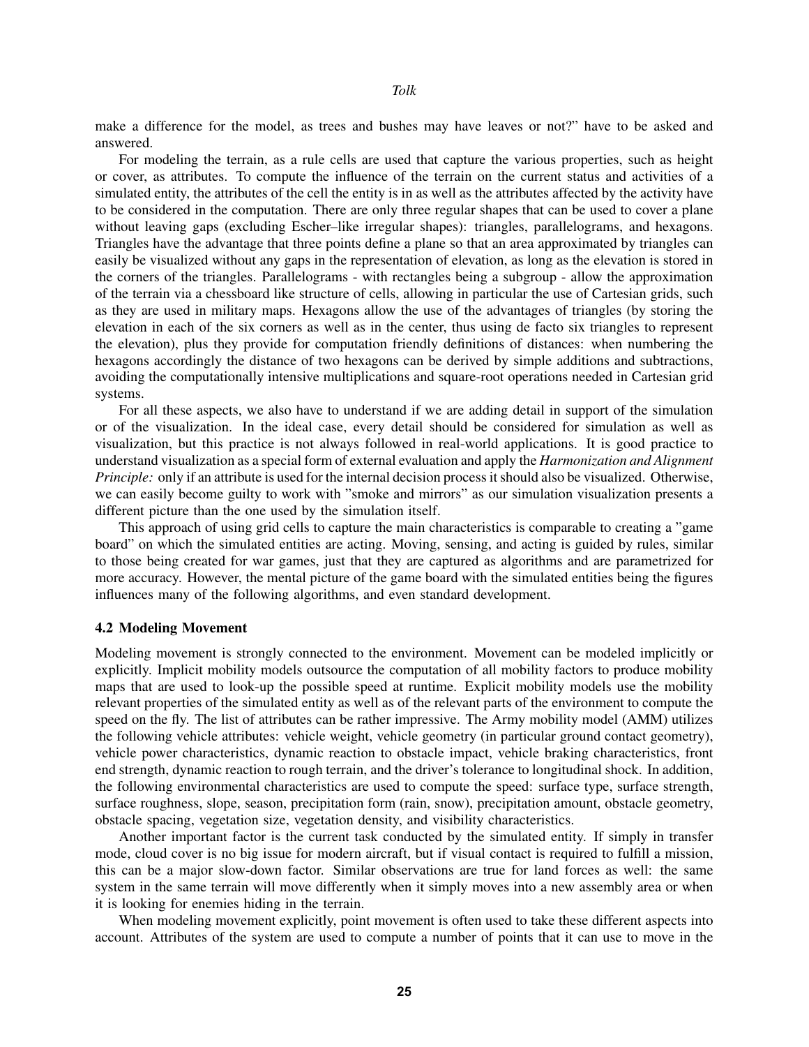make a difference for the model, as trees and bushes may have leaves or not?" have to be asked and answered.

For modeling the terrain, as a rule cells are used that capture the various properties, such as height or cover, as attributes. To compute the influence of the terrain on the current status and activities of a simulated entity, the attributes of the cell the entity is in as well as the attributes affected by the activity have to be considered in the computation. There are only three regular shapes that can be used to cover a plane without leaving gaps (excluding Escher–like irregular shapes): triangles, parallelograms, and hexagons. Triangles have the advantage that three points define a plane so that an area approximated by triangles can easily be visualized without any gaps in the representation of elevation, as long as the elevation is stored in the corners of the triangles. Parallelograms - with rectangles being a subgroup - allow the approximation of the terrain via a chessboard like structure of cells, allowing in particular the use of Cartesian grids, such as they are used in military maps. Hexagons allow the use of the advantages of triangles (by storing the elevation in each of the six corners as well as in the center, thus using de facto six triangles to represent the elevation), plus they provide for computation friendly definitions of distances: when numbering the hexagons accordingly the distance of two hexagons can be derived by simple additions and subtractions, avoiding the computationally intensive multiplications and square-root operations needed in Cartesian grid systems.

For all these aspects, we also have to understand if we are adding detail in support of the simulation or of the visualization. In the ideal case, every detail should be considered for simulation as well as visualization, but this practice is not always followed in real-world applications. It is good practice to understand visualization as a special form of external evaluation and apply the *Harmonization and Alignment Principle:* only if an attribute is used for the internal decision process it should also be visualized. Otherwise, we can easily become guilty to work with "smoke and mirrors" as our simulation visualization presents a different picture than the one used by the simulation itself.

This approach of using grid cells to capture the main characteristics is comparable to creating a "game board" on which the simulated entities are acting. Moving, sensing, and acting is guided by rules, similar to those being created for war games, just that they are captured as algorithms and are parametrized for more accuracy. However, the mental picture of the game board with the simulated entities being the figures influences many of the following algorithms, and even standard development.

### 4.2 Modeling Movement

Modeling movement is strongly connected to the environment. Movement can be modeled implicitly or explicitly. Implicit mobility models outsource the computation of all mobility factors to produce mobility maps that are used to look-up the possible speed at runtime. Explicit mobility models use the mobility relevant properties of the simulated entity as well as of the relevant parts of the environment to compute the speed on the fly. The list of attributes can be rather impressive. The Army mobility model (AMM) utilizes the following vehicle attributes: vehicle weight, vehicle geometry (in particular ground contact geometry), vehicle power characteristics, dynamic reaction to obstacle impact, vehicle braking characteristics, front end strength, dynamic reaction to rough terrain, and the driver's tolerance to longitudinal shock. In addition, the following environmental characteristics are used to compute the speed: surface type, surface strength, surface roughness, slope, season, precipitation form (rain, snow), precipitation amount, obstacle geometry, obstacle spacing, vegetation size, vegetation density, and visibility characteristics.

Another important factor is the current task conducted by the simulated entity. If simply in transfer mode, cloud cover is no big issue for modern aircraft, but if visual contact is required to fulfill a mission, this can be a major slow-down factor. Similar observations are true for land forces as well: the same system in the same terrain will move differently when it simply moves into a new assembly area or when it is looking for enemies hiding in the terrain.

When modeling movement explicitly, point movement is often used to take these different aspects into account. Attributes of the system are used to compute a number of points that it can use to move in the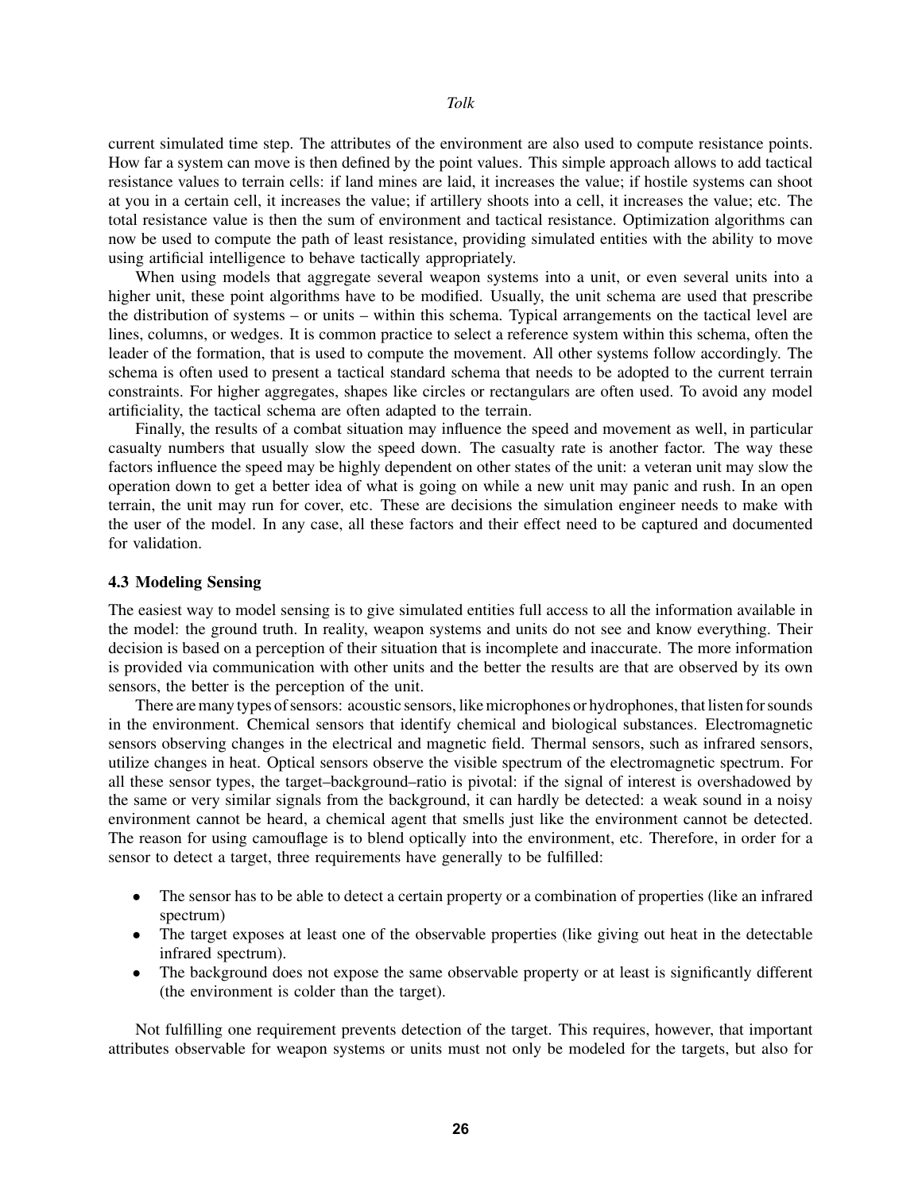current simulated time step. The attributes of the environment are also used to compute resistance points. How far a system can move is then defined by the point values. This simple approach allows to add tactical resistance values to terrain cells: if land mines are laid, it increases the value; if hostile systems can shoot at you in a certain cell, it increases the value; if artillery shoots into a cell, it increases the value; etc. The total resistance value is then the sum of environment and tactical resistance. Optimization algorithms can now be used to compute the path of least resistance, providing simulated entities with the ability to move using artificial intelligence to behave tactically appropriately.

When using models that aggregate several weapon systems into a unit, or even several units into a higher unit, these point algorithms have to be modified. Usually, the unit schema are used that prescribe the distribution of systems – or units – within this schema. Typical arrangements on the tactical level are lines, columns, or wedges. It is common practice to select a reference system within this schema, often the leader of the formation, that is used to compute the movement. All other systems follow accordingly. The schema is often used to present a tactical standard schema that needs to be adopted to the current terrain constraints. For higher aggregates, shapes like circles or rectangulars are often used. To avoid any model artificiality, the tactical schema are often adapted to the terrain.

Finally, the results of a combat situation may influence the speed and movement as well, in particular casualty numbers that usually slow the speed down. The casualty rate is another factor. The way these factors influence the speed may be highly dependent on other states of the unit: a veteran unit may slow the operation down to get a better idea of what is going on while a new unit may panic and rush. In an open terrain, the unit may run for cover, etc. These are decisions the simulation engineer needs to make with the user of the model. In any case, all these factors and their effect need to be captured and documented for validation.

### 4.3 Modeling Sensing

The easiest way to model sensing is to give simulated entities full access to all the information available in the model: the ground truth. In reality, weapon systems and units do not see and know everything. Their decision is based on a perception of their situation that is incomplete and inaccurate. The more information is provided via communication with other units and the better the results are that are observed by its own sensors, the better is the perception of the unit.

There are many types of sensors: acoustic sensors, like microphones or hydrophones, that listen for sounds in the environment. Chemical sensors that identify chemical and biological substances. Electromagnetic sensors observing changes in the electrical and magnetic field. Thermal sensors, such as infrared sensors, utilize changes in heat. Optical sensors observe the visible spectrum of the electromagnetic spectrum. For all these sensor types, the target–background–ratio is pivotal: if the signal of interest is overshadowed by the same or very similar signals from the background, it can hardly be detected: a weak sound in a noisy environment cannot be heard, a chemical agent that smells just like the environment cannot be detected. The reason for using camouflage is to blend optically into the environment, etc. Therefore, in order for a sensor to detect a target, three requirements have generally to be fulfilled:

- The sensor has to be able to detect a certain property or a combination of properties (like an infrared spectrum)
- The target exposes at least one of the observable properties (like giving out heat in the detectable infrared spectrum).
- The background does not expose the same observable property or at least is significantly different (the environment is colder than the target).

Not fulfilling one requirement prevents detection of the target. This requires, however, that important attributes observable for weapon systems or units must not only be modeled for the targets, but also for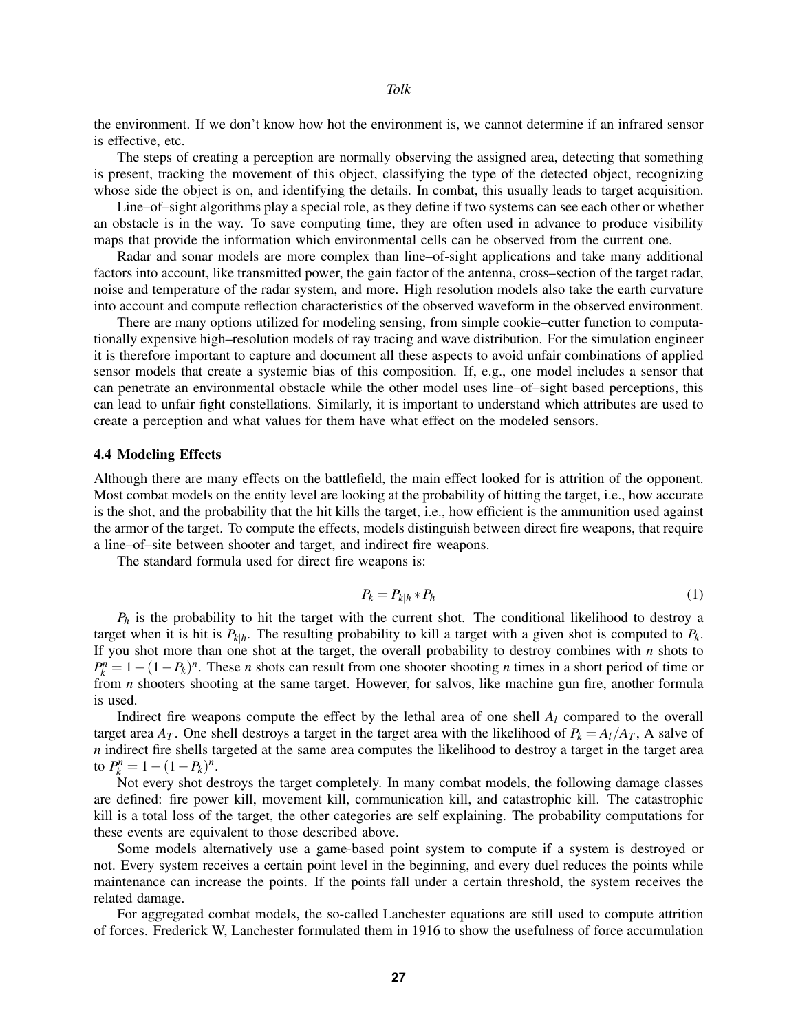the environment. If we don't know how hot the environment is, we cannot determine if an infrared sensor is effective, etc.

The steps of creating a perception are normally observing the assigned area, detecting that something is present, tracking the movement of this object, classifying the type of the detected object, recognizing whose side the object is on, and identifying the details. In combat, this usually leads to target acquisition.

Line–of–sight algorithms play a special role, as they define if two systems can see each other or whether an obstacle is in the way. To save computing time, they are often used in advance to produce visibility maps that provide the information which environmental cells can be observed from the current one.

Radar and sonar models are more complex than line–of–sight applications and take many additional factors into account, like transmitted power, the gain factor of the antenna, cross–section of the target radar, noise and temperature of the radar system, and more. High resolution models also take the earth curvature into account and compute reflection characteristics of the observed waveform in the observed environment.

There are many options utilized for modeling sensing, from simple cookie–cutter function to computationally expensive high–resolution models of ray tracing and wave distribution. For the simulation engineer it is therefore important to capture and document all these aspects to avoid unfair combinations of applied sensor models that create a systemic bias of this composition. If, e.g., one model includes a sensor that can penetrate an environmental obstacle while the other model uses line–of–sight based perceptions, this can lead to unfair fight constellations. Similarly, it is important to understand which attributes are used to create a perception and what values for them have what effect on the modeled sensors.

### 4.4 Modeling Effects

Although there are many effects on the battlefield, the main effect looked for is attrition of the opponent. Most combat models on the entity level are looking at the probability of hitting the target, i.e., how accurate is the shot, and the probability that the hit kills the target, i.e., how efficient is the ammunition used against the armor of the target. To compute the effects, models distinguish between direct fire weapons, that require a line–of–site between shooter and target, and indirect fire weapons.

The standard formula used for direct fire weapons is:

$$P_k = P_{k|h} * P_h \tag{1}$$

$P_h$ is the probability to hit the target with the current shot. The conditional likelihood to destroy a target when it is hit is $P_{k|h}$. The resulting probability to kill a target with a given shot is computed to $P_k$. If you shot more than one shot at the target, the overall probability to destroy combines with $n$ shots to $P_k^n = 1-(1-P_k)^n$. These $n$ shots can result from one shooter shooting $n$ times in a short period of time or from $n$ shooters shooting at the same target. However, for salvos, like machine gun fire, another formula is used.

Indirect fire weapons compute the effect by the lethal area of one shell $A_l$ compared to the overall target area $A_T$. One shell destroys a target in the target area with the likelihood of $P_k = A_l/A_T$, A salve of $n$ indirect fire shells targeted at the same area computes the likelihood to destroy a target in the target area to $P_k^n = 1-(1-P_k)^n$.

Not every shot destroys the target completely. In many combat models, the following damage classes are defined: fire power kill, movement kill, communication kill, and catastrophic kill. The catastrophic kill is a total loss of the target, the other categories are self explaining. The probability computations for these events are equivalent to those described above.

Some models alternatively use a game-based point system to compute if a system is destroyed or not. Every system receives a certain point level in the beginning, and every duel reduces the points while maintenance can increase the points. If the points fall under a certain threshold, the system receives the related damage.

For aggregated combat models, the so-called Lanchester equations are still used to compute attrition of forces. Frederick W, Lanchester formulated them in 1916 to show the usefulness of force accumulation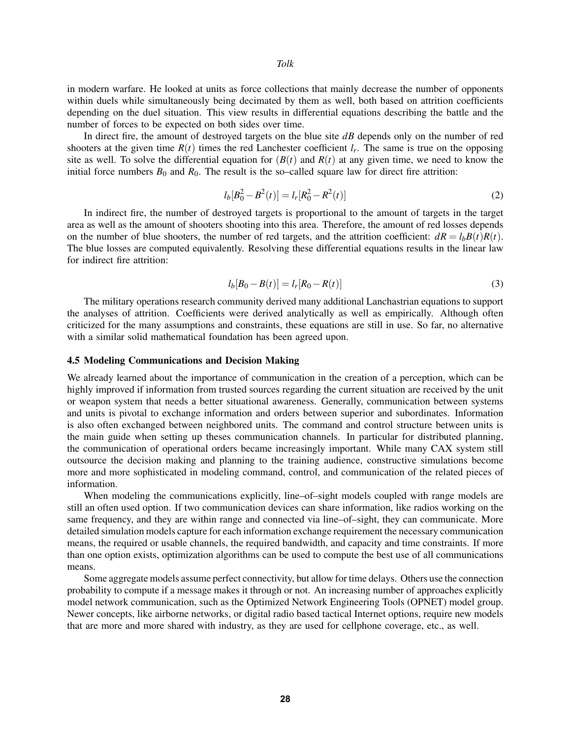in modern warfare. He looked at units as force collections that mainly decrease the number of opponents within duels while simultaneously being decimated by them as well, both based on attrition coefficients depending on the duel situation. This view results in differential equations describing the battle and the number of forces to be expected on both sides over time.

In direct fire, the amount of destroyed targets on the blue site $dB$ depends only on the number of red shooters at the given time $R(t)$ times the red Lanchester coefficient $l_r$. The same is true on the opposing site as well. To solve the differential equation for $(B(t)$ and $R(t)$ at any given time, we need to know the initial force numbers $B_0$ and $R_0$. The result is the so–called square law for direct fire attrition:

$$l_b[B_0^2 - B^2(t)] = l_r[R_0^2 - R^2(t)] \tag{2}$$

In indirect fire, the number of destroyed targets is proportional to the amount of targets in the target area as well as the amount of shooters shooting into this area. Therefore, the amount of red losses depends on the number of blue shooters, the number of red targets, and the attrition coefficient: $dR = l_b B(t) R(t)$. The blue losses are computed equivalently. Resolving these differential equations results in the linear law for indirect fire attrition:

$$l_b[B_0 - B(t)] = l_r[R_0 - R(t)] \tag{3}$$

The military operations research community derived many additional Lanchastrian equations to support the analyses of attrition. Coefficients were derived analytically as well as empirically. Although often criticized for the many assumptions and constraints, these equations are still in use. So far, no alternative with a similar solid mathematical foundation has been agreed upon.

### 4.5 Modeling Communications and Decision Making

We already learned about the importance of communication in the creation of a perception, which can be highly improved if information from trusted sources regarding the current situation are received by the unit or weapon system that needs a better situational awareness. Generally, communication between systems and units is pivotal to exchange information and orders between superior and subordinates. Information is also often exchanged between neighbored units. The command and control structure between units is the main guide when setting up theses communication channels. In particular for distributed planning, the communication of operational orders became increasingly important. While many CAX system still outsource the decision making and planning to the training audience, constructive simulations become more and more sophisticated in modeling command, control, and communication of the related pieces of information.

When modeling the communications explicitly, line–of–sight models coupled with range models are still an often used option. If two communication devices can share information, like radios working on the same frequency, and they are within range and connected via line–of–sight, they can communicate. More detailed simulation models capture for each information exchange requirement the necessary communication means, the required or usable channels, the required bandwidth, and capacity and time constraints. If more than one option exists, optimization algorithms can be used to compute the best use of all communications means.

Some aggregate models assume perfect connectivity, but allow for time delays. Others use the connection probability to compute if a message makes it through or not. An increasing number of approaches explicitly model network communication, such as the Optimized Network Engineering Tools (OPNET) model group. Newer concepts, like airborne networks, or digital radio based tactical Internet options, require new models that are more and more shared with industry, as they are used for cellphone coverage, etc., as well.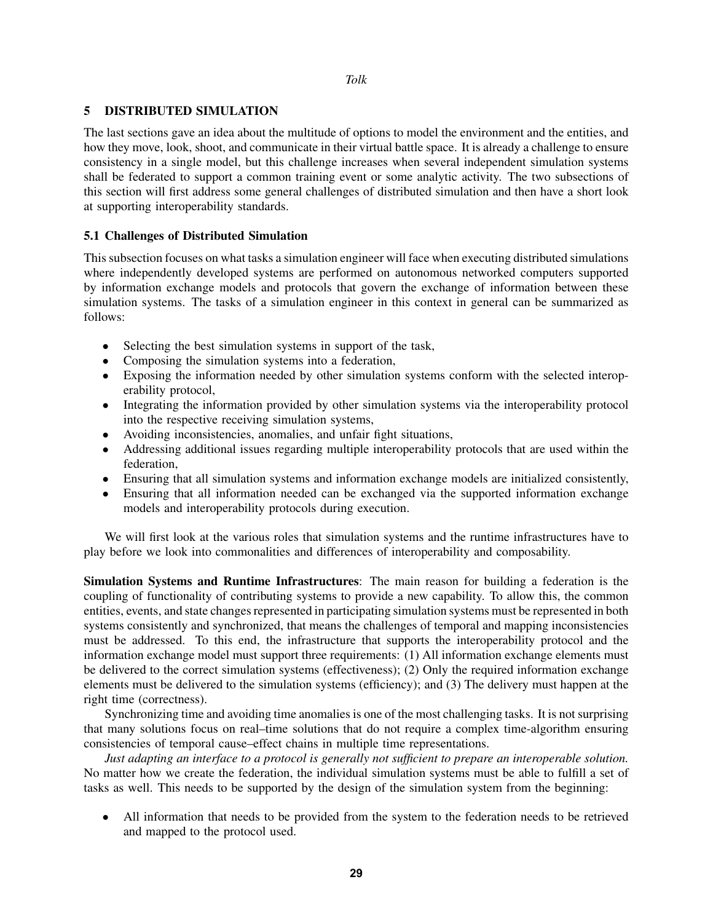## 5 DISTRIBUTED SIMULATION

The last sections gave an idea about the multitude of options to model the environment and the entities, and how they move, look, shoot, and communicate in their virtual battle space. It is already a challenge to ensure consistency in a single model, but this challenge increases when several independent simulation systems shall be federated to support a common training event or some analytic activity. The two subsections of this section will first address some general challenges of distributed simulation and then have a short look at supporting interoperability standards.

### 5.1 Challenges of Distributed Simulation

This subsection focuses on what tasks a simulation engineer will face when executing distributed simulations where independently developed systems are performed on autonomous networked computers supported by information exchange models and protocols that govern the exchange of information between these simulation systems. The tasks of a simulation engineer in this context in general can be summarized as follows:

- Selecting the best simulation systems in support of the task,
- Composing the simulation systems into a federation,
- Exposing the information needed by other simulation systems conform with the selected interoperability protocol,
- Integrating the information provided by other simulation systems via the interoperability protocol into the respective receiving simulation systems,
- Avoiding inconsistencies, anomalies, and unfair fight situations,
- Addressing additional issues regarding multiple interoperability protocols that are used within the federation,
- Ensuring that all simulation systems and information exchange models are initialized consistently,
- Ensuring that all information needed can be exchanged via the supported information exchange models and interoperability protocols during execution.

We will first look at the various roles that simulation systems and the runtime infrastructures have to play before we look into commonalities and differences of interoperability and composability.

**Simulation Systems and Runtime Infrastructures**: The main reason for building a federation is the coupling of functionality of contributing systems to provide a new capability. To allow this, the common entities, events, and state changes represented in participating simulation systems must be represented in both systems consistently and synchronized, that means the challenges of temporal and mapping inconsistencies must be addressed. To this end, the infrastructure that supports the interoperability protocol and the information exchange model must support three requirements: (1) All information exchange elements must be delivered to the correct simulation systems (effectiveness); (2) Only the required information exchange elements must be delivered to the simulation systems (efficiency); and (3) The delivery must happen at the right time (correctness).

Synchronizing time and avoiding time anomalies is one of the most challenging tasks. It is not surprising that many solutions focus on real–time solutions that do not require a complex time-algorithm ensuring consistencies of temporal cause–effect chains in multiple time representations.

*Just adapting an interface to a protocol is generally not sufficient to prepare an interoperable solution.* No matter how we create the federation, the individual simulation systems must be able to fulfill a set of tasks as well. This needs to be supported by the design of the simulation system from the beginning:

- All information that needs to be provided from the system to the federation needs to be retrieved and mapped to the protocol used.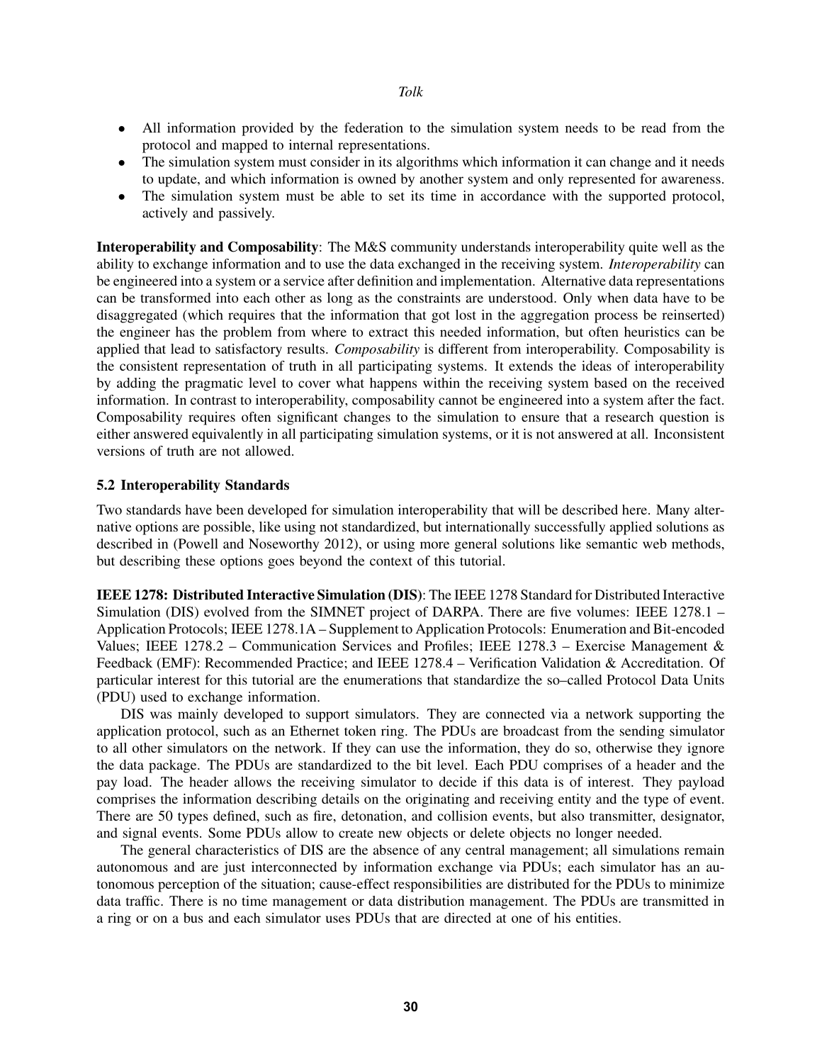- All information provided by the federation to the simulation system needs to be read from the protocol and mapped to internal representations.
- The simulation system must consider in its algorithms which information it can change and it needs to update, and which information is owned by another system and only represented for awareness.
- The simulation system must be able to set its time in accordance with the supported protocol, actively and passively.

**Interoperability and Composability**: The M&S community understands interoperability quite well as the ability to exchange information and to use the data exchanged in the receiving system. *Interoperability* can be engineered into a system or a service after definition and implementation. Alternative data representations can be transformed into each other as long as the constraints are understood. Only when data have to be disaggregated (which requires that the information that got lost in the aggregation process be reinserted) the engineer has the problem from where to extract this needed information, but often heuristics can be applied that lead to satisfactory results. *Composability* is different from interoperability. Composability is the consistent representation of truth in all participating systems. It extends the ideas of interoperability by adding the pragmatic level to cover what happens within the receiving system based on the received information. In contrast to interoperability, composability cannot be engineered into a system after the fact. Composability requires often significant changes to the simulation to ensure that a research question is either answered equivalently in all participating simulation systems, or it is not answered at all. Inconsistent versions of truth are not allowed.

### 5.2 Interoperability Standards

Two standards have been developed for simulation interoperability that will be described here. Many alternative options are possible, like using not standardized, but internationally successfully applied solutions as described in (Powell and Noseworthy 2012), or using more general solutions like semantic web methods, but describing these options goes beyond the context of this tutorial.

**IEEE 1278: Distributed Interactive Simulation (DIS)**: The IEEE 1278 Standard for Distributed Interactive Simulation (DIS) evolved from the SIMNET project of DARPA. There are five volumes: IEEE 1278.1 – Application Protocols; IEEE 1278.1A – Supplement to Application Protocols: Enumeration and Bit-encoded Values; IEEE 1278.2 – Communication Services and Profiles; IEEE 1278.3 – Exercise Management & Feedback (EMF): Recommended Practice; and IEEE 1278.4 – Verification Validation & Accreditation. Of particular interest for this tutorial are the enumerations that standardize the so–called Protocol Data Units (PDU) used to exchange information.

DIS was mainly developed to support simulators. They are connected via a network supporting the application protocol, such as an Ethernet token ring. The PDUs are broadcast from the sending simulator to all other simulators on the network. If they can use the information, they do so, otherwise they ignore the data package. The PDUs are standardized to the bit level. Each PDU comprises of a header and the pay load. The header allows the receiving simulator to decide if this data is of interest. They payload comprises the information describing details on the originating and receiving entity and the type of event. There are 50 types defined, such as fire, detonation, and collision events, but also transmitter, designator, and signal events. Some PDUs allow to create new objects or delete objects no longer needed.

The general characteristics of DIS are the absence of any central management; all simulations remain autonomous and are just interconnected by information exchange via PDUs; each simulator has an autonomous perception of the situation; cause-effect responsibilities are distributed for the PDUs to minimize data traffic. There is no time management or data distribution management. The PDUs are transmitted in a ring or on a bus and each simulator uses PDUs that are directed at one of his entities.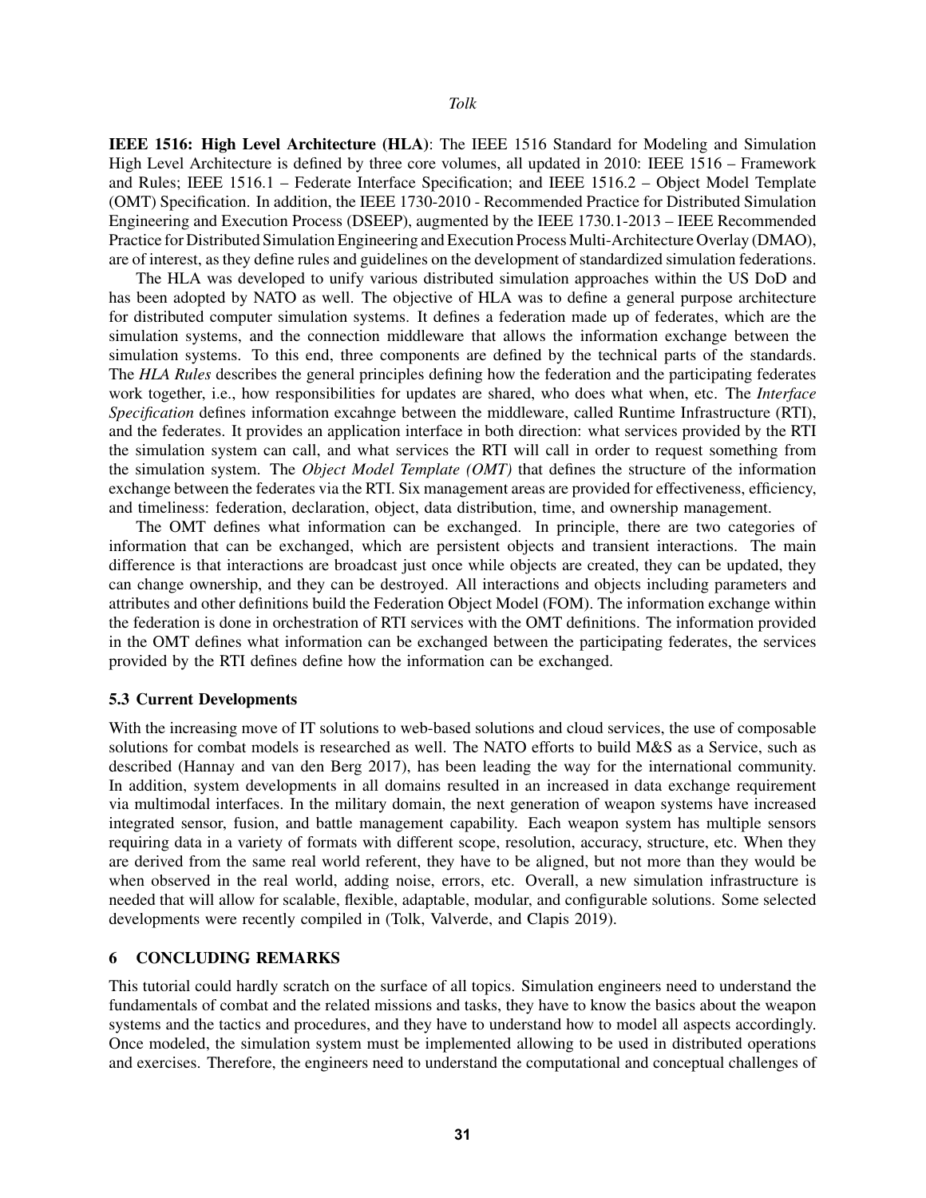**IEEE 1516: High Level Architecture (HLA)**: The IEEE 1516 Standard for Modeling and Simulation High Level Architecture is defined by three core volumes, all updated in 2010: IEEE 1516 – Framework and Rules; IEEE 1516.1 – Federate Interface Specification; and IEEE 1516.2 – Object Model Template (OMT) Specification. In addition, the IEEE 1730-2010 - Recommended Practice for Distributed Simulation Engineering and Execution Process (DSEEP), augmented by the IEEE 1730.1-2013 – IEEE Recommended Practice for Distributed Simulation Engineering and Execution Process Multi-Architecture Overlay (DMAO), are of interest, as they define rules and guidelines on the development of standardized simulation federations.

The HLA was developed to unify various distributed simulation approaches within the US DoD and has been adopted by NATO as well. The objective of HLA was to define a general purpose architecture for distributed computer simulation systems. It defines a federation made up of federates, which are the simulation systems, and the connection middleware that allows the information exchange between the simulation systems. To this end, three components are defined by the technical parts of the standards. The *HLA Rules* describes the general principles defining how the federation and the participating federates work together, i.e., how responsibilities for updates are shared, who does what when, etc. The *Interface Specification* defines information excahnge between the middleware, called Runtime Infrastructure (RTI), and the federates. It provides an application interface in both direction: what services provided by the RTI the simulation system can call, and what services the RTI will call in order to request something from the simulation system. The *Object Model Template (OMT)* that defines the structure of the information exchange between the federates via the RTI. Six management areas are provided for effectiveness, efficiency, and timeliness: federation, declaration, object, data distribution, time, and ownership management.

The OMT defines what information can be exchanged. In principle, there are two categories of information that can be exchanged, which are persistent objects and transient interactions. The main difference is that interactions are broadcast just once while objects are created, they can be updated, they can change ownership, and they can be destroyed. All interactions and objects including parameters and attributes and other definitions build the Federation Object Model (FOM). The information exchange within the federation is done in orchestration of RTI services with the OMT definitions. The information provided in the OMT defines what information can be exchanged between the participating federates, the services provided by the RTI defines define how the information can be exchanged.

### 5.3 Current Developments

With the increasing move of IT solutions to web-based solutions and cloud services, the use of composable solutions for combat models is researched as well. The NATO efforts to build M&S as a Service, such as described (Hannay and van den Berg 2017), has been leading the way for the international community. In addition, system developments in all domains resulted in an increased in data exchange requirement via multimodal interfaces. In the military domain, the next generation of weapon systems have increased integrated sensor, fusion, and battle management capability. Each weapon system has multiple sensors requiring data in a variety of formats with different scope, resolution, accuracy, structure, etc. When they are derived from the same real world referent, they have to be aligned, but not more than they would be when observed in the real world, adding noise, errors, etc. Overall, a new simulation infrastructure is needed that will allow for scalable, flexible, adaptable, modular, and configurable solutions. Some selected developments were recently compiled in (Tolk, Valverde, and Clapis 2019).

## 6 CONCLUDING REMARKS

This tutorial could hardly scratch on the surface of all topics. Simulation engineers need to understand the fundamentals of combat and the related missions and tasks, they have to know the basics about the weapon systems and the tactics and procedures, and they have to understand how to model all aspects accordingly. Once modeled, the simulation system must be implemented allowing to be used in distributed operations and exercises. Therefore, the engineers need to understand the computational and conceptual challenges of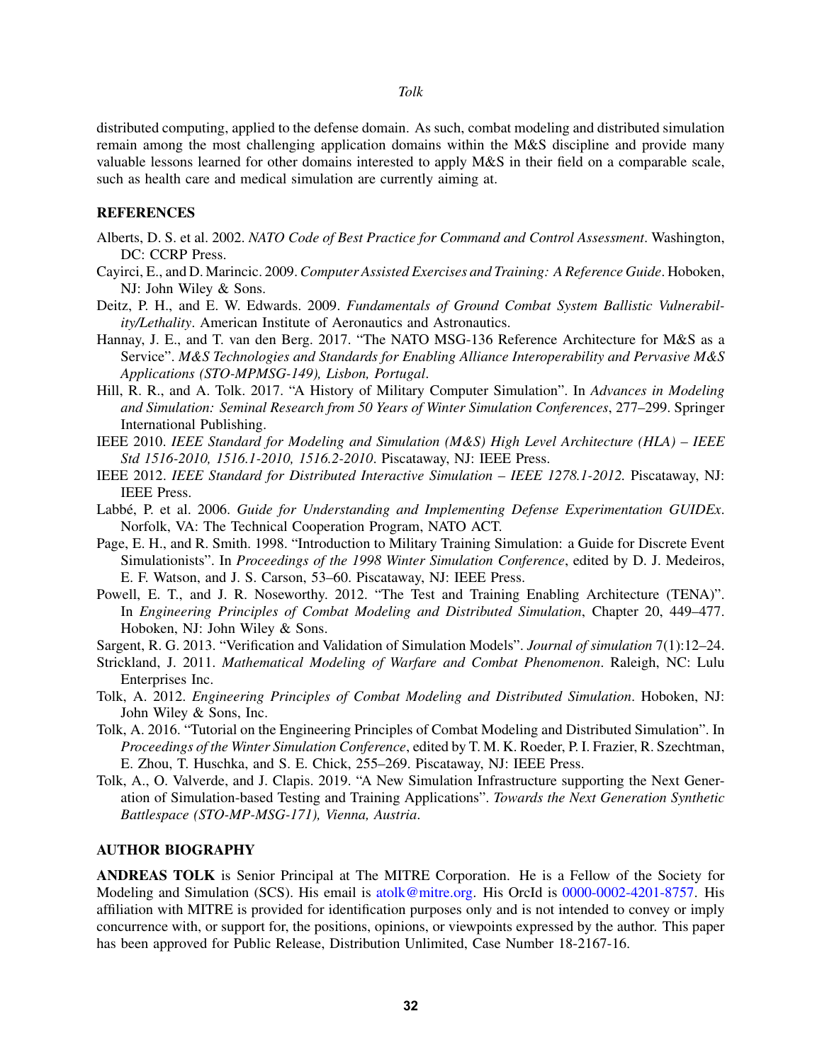distributed computing, applied to the defense domain. As such, combat modeling and distributed simulation remain among the most challenging application domains within the M&S discipline and provide many valuable lessons learned for other domains interested to apply M&S in their field on a comparable scale, such as health care and medical simulation are currently aiming at.

## REFERENCES

Alberts, D. S. et al. 2002. *NATO Code of Best Practice for Command and Control Assessment*. Washington, DC: CCRP Press.

Cayirci, E., and D. Marincic. 2009. *Computer Assisted Exercises and Training: A Reference Guide*. Hoboken, NJ: John Wiley & Sons.

Deitz, P. H., and E. W. Edwards. 2009. *Fundamentals of Ground Combat System Ballistic Vulnerability/Lethality*. American Institute of Aeronautics and Astronautics.

Hannay, J. E., and T. van den Berg. 2017. "The NATO MSG-136 Reference Architecture for M&S as a Service". *M&S Technologies and Standards for Enabling Alliance Interoperability and Pervasive M&S Applications (STO-MPMSG-149), Lisbon, Portugal*.

Hill, R. R., and A. Tolk. 2017. "A History of Military Computer Simulation". In *Advances in Modeling and Simulation: Seminal Research from 50 Years of Winter Simulation Conferences*, 277–299. Springer International Publishing.

IEEE 2010. *IEEE Standard for Modeling and Simulation (M&S) High Level Architecture (HLA) – IEEE Std 1516-2010, 1516.1-2010, 1516.2-2010*. Piscataway, NJ: IEEE Press.

IEEE 2012. *IEEE Standard for Distributed Interactive Simulation – IEEE 1278.1-2012.* Piscataway, NJ: IEEE Press.

Labbé, P. et al. 2006. *Guide for Understanding and Implementing Defense Experimentation GUIDEx*. Norfolk, VA: The Technical Cooperation Program, NATO ACT.

Page, E. H., and R. Smith. 1998. "Introduction to Military Training Simulation: a Guide for Discrete Event Simulationists". In *Proceedings of the 1998 Winter Simulation Conference*, edited by D. J. Medeiros, E. F. Watson, and J. S. Carson, 53–60. Piscataway, NJ: IEEE Press.

Powell, E. T., and J. R. Noseworthy. 2012. "The Test and Training Enabling Architecture (TENA)". In *Engineering Principles of Combat Modeling and Distributed Simulation*, Chapter 20, 449–477. Hoboken, NJ: John Wiley & Sons.

Sargent, R. G. 2013. "Verification and Validation of Simulation Models". *Journal of simulation* 7(1):12–24.

Strickland, J. 2011. *Mathematical Modeling of Warfare and Combat Phenomenon*. Raleigh, NC: Lulu Enterprises Inc.

Tolk, A. 2012. *Engineering Principles of Combat Modeling and Distributed Simulation*. Hoboken, NJ: John Wiley & Sons, Inc.

Tolk, A. 2016. "Tutorial on the Engineering Principles of Combat Modeling and Distributed Simulation". In *Proceedings of the Winter Simulation Conference*, edited by T. M. K. Roeder, P. I. Frazier, R. Szechtman, E. Zhou, T. Huschka, and S. E. Chick, 255–269. Piscataway, NJ: IEEE Press.

Tolk, A., O. Valverde, and J. Clapis. 2019. "A New Simulation Infrastructure supporting the Next Generation of Simulation-based Testing and Training Applications". *Towards the Next Generation Synthetic Battlespace (STO-MP-MSG-171), Vienna, Austria*.

## AUTHOR BIOGRAPHY

**ANDREAS TOLK** is Senior Principal at The MITRE Corporation. He is a Fellow of the Society for Modeling and Simulation (SCS). His email is atolk@mitre.org. His OrcId is 0000-0002-4201-8757. His affiliation with MITRE is provided for identification purposes only and is not intended to convey or imply concurrence with, or support for, the positions, opinions, or viewpoints expressed by the author. This paper has been approved for Public Release, Distribution Unlimited, Case Number 18-2167-16.